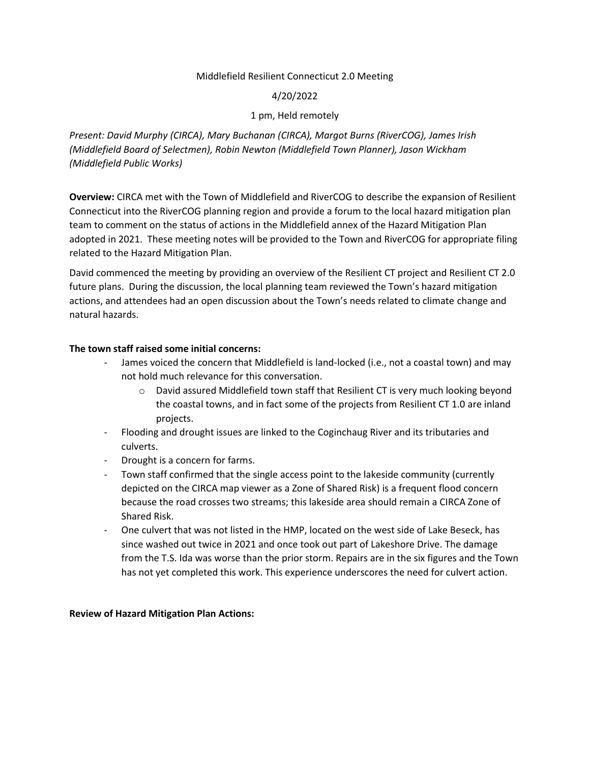Middlefield Resilient Connecticut 2.0 Meeting

4/20/2022

1 pm, Held remotely

*Present: David Murphy (CIRCA), Mary Buchanan (CIRCA), Margot Burns (RiverCOG), James Irish (Middlefield Board of Selectmen), Robin Newton (Middlefield Town Planner), Jason Wickham (Middlefield Public Works)*

**Overview:** CIRCA met with the Town of Middlefield and RiverCOG to describe the expansion of Resilient Connecticut into the RiverCOG planning region and provide a forum to the local hazard mitigation plan team to comment on the status of actions in the Middlefield annex of the Hazard Mitigation Plan adopted in 2021. These meeting notes will be provided to the Town and RiverCOG for appropriate filing related to the Hazard Mitigation Plan.

David commenced the meeting by providing an overview of the Resilient CT project and Resilient CT 2.0 future plans. During the discussion, the local planning team reviewed the Town's hazard mitigation actions, and attendees had an open discussion about the Town's needs related to climate change and natural hazards.

**The town staff raised some initial concerns:**

- James voiced the concern that Middlefield is land-locked (i.e., not a coastal town) and may not hold much relevance for this conversation.
  - David assured Middlefield town staff that Resilient CT is very much looking beyond the coastal towns, and in fact some of the projects from Resilient CT 1.0 are inland projects.
- Flooding and drought issues are linked to the Coginchaug River and its tributaries and culverts.
- Drought is a concern for farms.
- Town staff confirmed that the single access point to the lakeside community (currently depicted on the CIRCA map viewer as a Zone of Shared Risk) is a frequent flood concern because the road crosses two streams; this lakeside area should remain a CIRCA Zone of Shared Risk.
- One culvert that was not listed in the HMP, located on the west side of Lake Beseck, has since washed out twice in 2021 and once took out part of Lakeshore Drive. The damage from the T.S. Ida was worse than the prior storm. Repairs are in the six figures and the Town has not yet completed this work. This experience underscores the need for culvert action.

**Review of Hazard Mitigation Plan Actions:**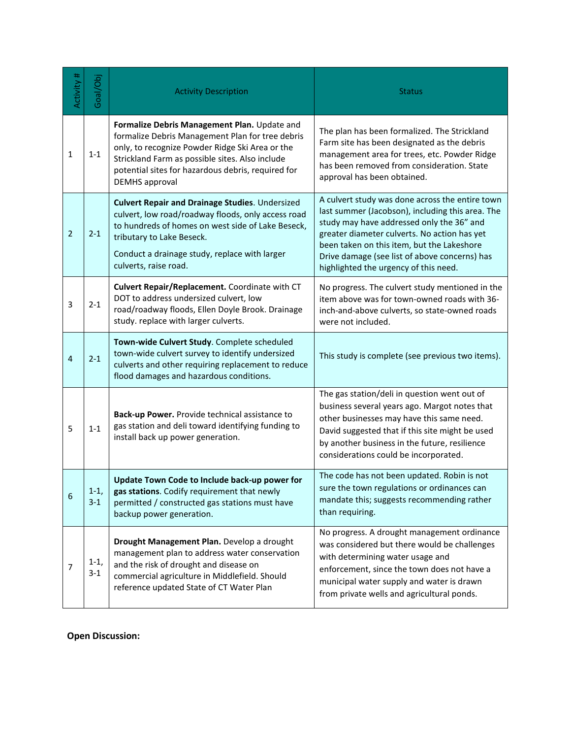| Activity # | Goal/Obj | Activity Description | Status |
|---|---|---|---|
| 1 | 1-1 | **Formalize Debris Management Plan.** Update and formalize Debris Management Plan for tree debris only, to recognize Powder Ridge Ski Area or the Strickland Farm as possible sites. Also include potential sites for hazardous debris, required for DEMHS approval | The plan has been formalized. The Strickland Farm site has been designated as the debris management area for trees, etc. Powder Ridge has been removed from consideration. State approval has been obtained. |
| 2 | 2-1 | **Culvert Repair and Drainage Studies**. Undersized culvert, low road/roadway floods, only access road to hundreds of homes on west side of Lake Beseck, tributary to Lake Beseck. Conduct a drainage study, replace with larger culverts, raise road. | A culvert study was done across the entire town last summer (Jacobson), including this area. The study may have addressed only the 36" and greater diameter culverts. No action has yet been taken on this item, but the Lakeshore Drive damage (see list of above concerns) has highlighted the urgency of this need. |
| 3 | 2-1 | **Culvert Repair/Replacement.** Coordinate with CT DOT to address undersized culvert, low road/roadway floods, Ellen Doyle Brook. Drainage study. replace with larger culverts. | No progress. The culvert study mentioned in the item above was for town-owned roads with 36-inch-and-above culverts, so state-owned roads were not included. |
| 4 | 2-1 | **Town-wide Culvert Study**. Complete scheduled town-wide culvert survey to identify undersized culverts and other requiring replacement to reduce flood damages and hazardous conditions. | This study is complete (see previous two items). |
| 5 | 1-1 | **Back-up Power.** Provide technical assistance to gas station and deli toward identifying funding to install back up power generation. | The gas station/deli in question went out of business several years ago. Margot notes that other businesses may have this same need. David suggested that if this site might be used by another business in the future, resilience considerations could be incorporated. |
| 6 | 1-1, 3-1 | **Update Town Code to Include back-up power for gas stations**. Codify requirement that newly permitted / constructed gas stations must have backup power generation. | The code has not been updated. Robin is not sure the town regulations or ordinances can mandate this; suggests recommending rather than requiring. |
| 7 | 1-1, 3-1 | **Drought Management Plan.** Develop a drought management plan to address water conservation and the risk of drought and disease on commercial agriculture in Middlefield. Should reference updated State of CT Water Plan | No progress. A drought management ordinance was considered but there would be challenges with determining water usage and enforcement, since the town does not have a municipal water supply and water is drawn from private wells and agricultural ponds. |

**Open Discussion:**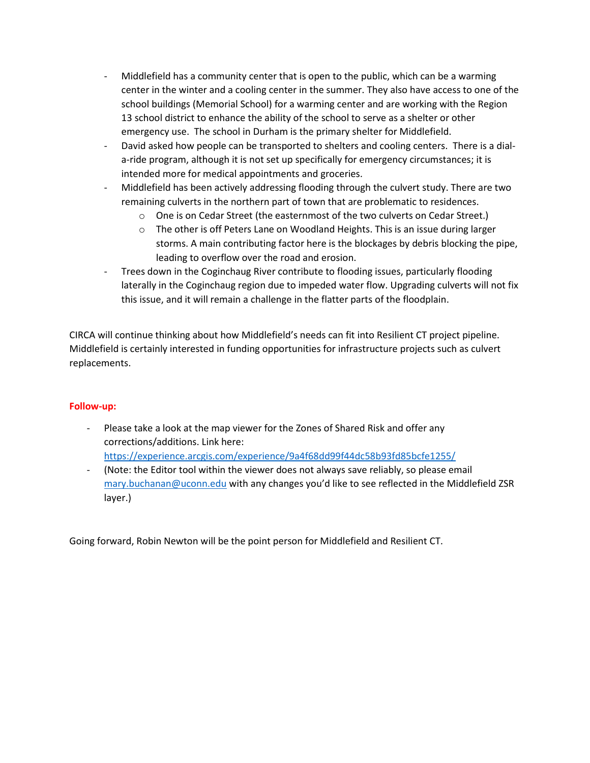- Middlefield has a community center that is open to the public, which can be a warming center in the winter and a cooling center in the summer. They also have access to one of the school buildings (Memorial School) for a warming center and are working with the Region 13 school district to enhance the ability of the school to serve as a shelter or other emergency use. The school in Durham is the primary shelter for Middlefield.
- David asked how people can be transported to shelters and cooling centers. There is a dial-a-ride program, although it is not set up specifically for emergency circumstances; it is intended more for medical appointments and groceries.
- Middlefield has been actively addressing flooding through the culvert study. There are two remaining culverts in the northern part of town that are problematic to residences.
  - One is on Cedar Street (the easternmost of the two culverts on Cedar Street.)
  - The other is off Peters Lane on Woodland Heights. This is an issue during larger storms. A main contributing factor here is the blockages by debris blocking the pipe, leading to overflow over the road and erosion.
- Trees down in the Coginchaug River contribute to flooding issues, particularly flooding laterally in the Coginchaug region due to impeded water flow. Upgrading culverts will not fix this issue, and it will remain a challenge in the flatter parts of the floodplain.

CIRCA will continue thinking about how Middlefield's needs can fit into Resilient CT project pipeline. Middlefield is certainly interested in funding opportunities for infrastructure projects such as culvert replacements.

**Follow-up:**

- Please take a look at the map viewer for the Zones of Shared Risk and offer any corrections/additions. Link here: https://experience.arcgis.com/experience/9a4f68dd99f44dc58b93fd85bcfe1255/
- (Note: the Editor tool within the viewer does not always save reliably, so please email mary.buchanan@uconn.edu with any changes you'd like to see reflected in the Middlefield ZSR layer.)

Going forward, Robin Newton will be the point person for Middlefield and Resilient CT.